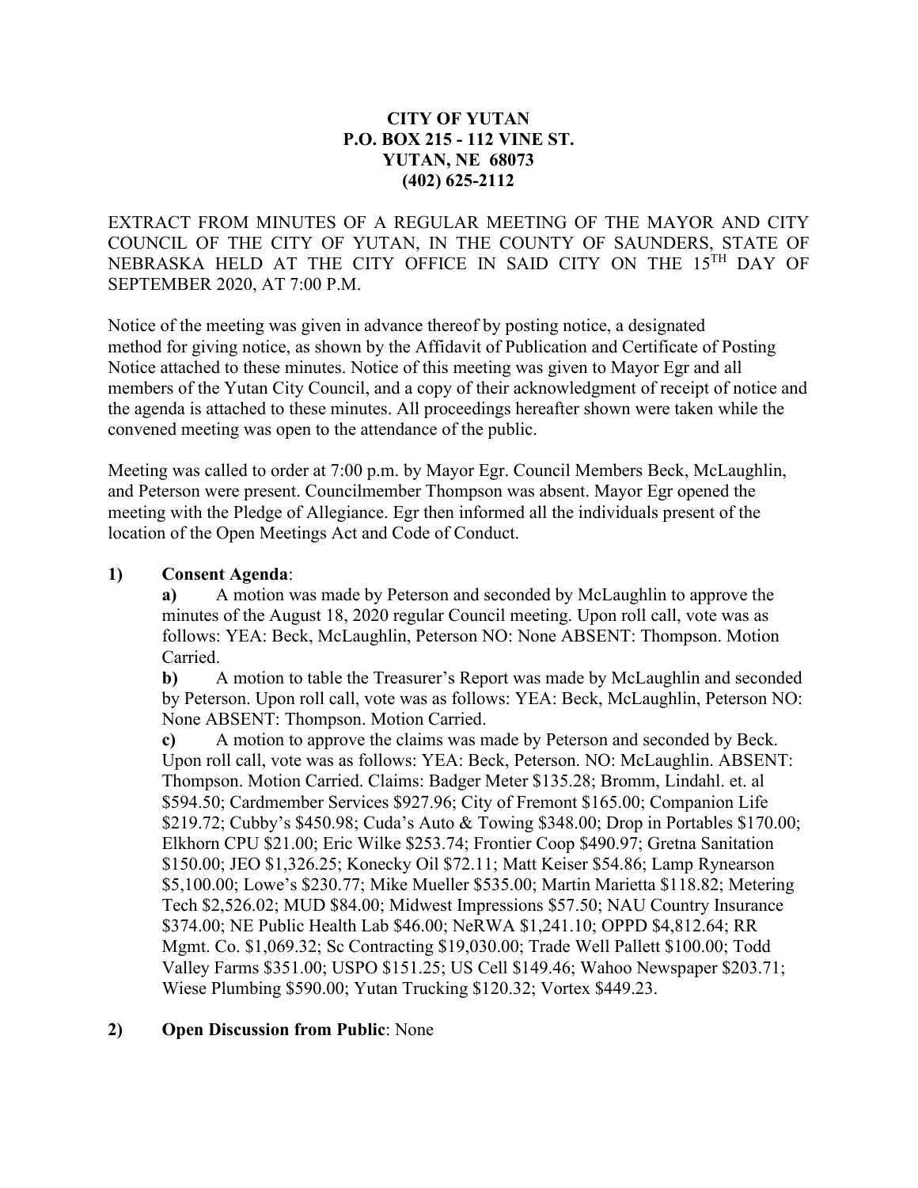**CITY OF YUTAN**
**P.O. BOX 215 - 112 VINE ST.**
**YUTAN, NE 68073**
**(402) 625-2112**

EXTRACT FROM MINUTES OF A REGULAR MEETING OF THE MAYOR AND CITY COUNCIL OF THE CITY OF YUTAN, IN THE COUNTY OF SAUNDERS, STATE OF NEBRASKA HELD AT THE CITY OFFICE IN SAID CITY ON THE 15TH DAY OF SEPTEMBER 2020, AT 7:00 P.M.

Notice of the meeting was given in advance thereof by posting notice, a designated method for giving notice, as shown by the Affidavit of Publication and Certificate of Posting Notice attached to these minutes. Notice of this meeting was given to Mayor Egr and all members of the Yutan City Council, and a copy of their acknowledgment of receipt of notice and the agenda is attached to these minutes. All proceedings hereafter shown were taken while the convened meeting was open to the attendance of the public.

Meeting was called to order at 7:00 p.m. by Mayor Egr. Council Members Beck, McLaughlin, and Peterson were present. Councilmember Thompson was absent. Mayor Egr opened the meeting with the Pledge of Allegiance. Egr then informed all the individuals present of the location of the Open Meetings Act and Code of Conduct.

**1) Consent Agenda**:

**a)** A motion was made by Peterson and seconded by McLaughlin to approve the minutes of the August 18, 2020 regular Council meeting. Upon roll call, vote was as follows: YEA: Beck, McLaughlin, Peterson NO: None ABSENT: Thompson. Motion Carried.

**b)** A motion to table the Treasurer's Report was made by McLaughlin and seconded by Peterson. Upon roll call, vote was as follows: YEA: Beck, McLaughlin, Peterson NO: None ABSENT: Thompson. Motion Carried.

**c)** A motion to approve the claims was made by Peterson and seconded by Beck. Upon roll call, vote was as follows: YEA: Beck, Peterson. NO: McLaughlin. ABSENT: Thompson. Motion Carried. Claims: Badger Meter $135.28; Bromm, Lindahl. et. al $594.50; Cardmember Services $927.96; City of Fremont $165.00; Companion Life $219.72; Cubby's $450.98; Cuda's Auto & Towing $348.00; Drop in Portables $170.00; Elkhorn CPU $21.00; Eric Wilke $253.74; Frontier Coop $490.97; Gretna Sanitation $150.00; JEO $1,326.25; Konecky Oil $72.11; Matt Keiser $54.86; Lamp Rynearson $5,100.00; Lowe's $230.77; Mike Mueller $535.00; Martin Marietta $118.82; Metering Tech $2,526.02; MUD $84.00; Midwest Impressions $57.50; NAU Country Insurance $374.00; NE Public Health Lab $46.00; NeRWA $1,241.10; OPPD $4,812.64; RR Mgmt. Co. $1,069.32; Sc Contracting $19,030.00; Trade Well Pallett $100.00; Todd Valley Farms $351.00; USPO $151.25; US Cell $149.46; Wahoo Newspaper $203.71; Wiese Plumbing $590.00; Yutan Trucking $120.32; Vortex $449.23.

**2) Open Discussion from Public**: None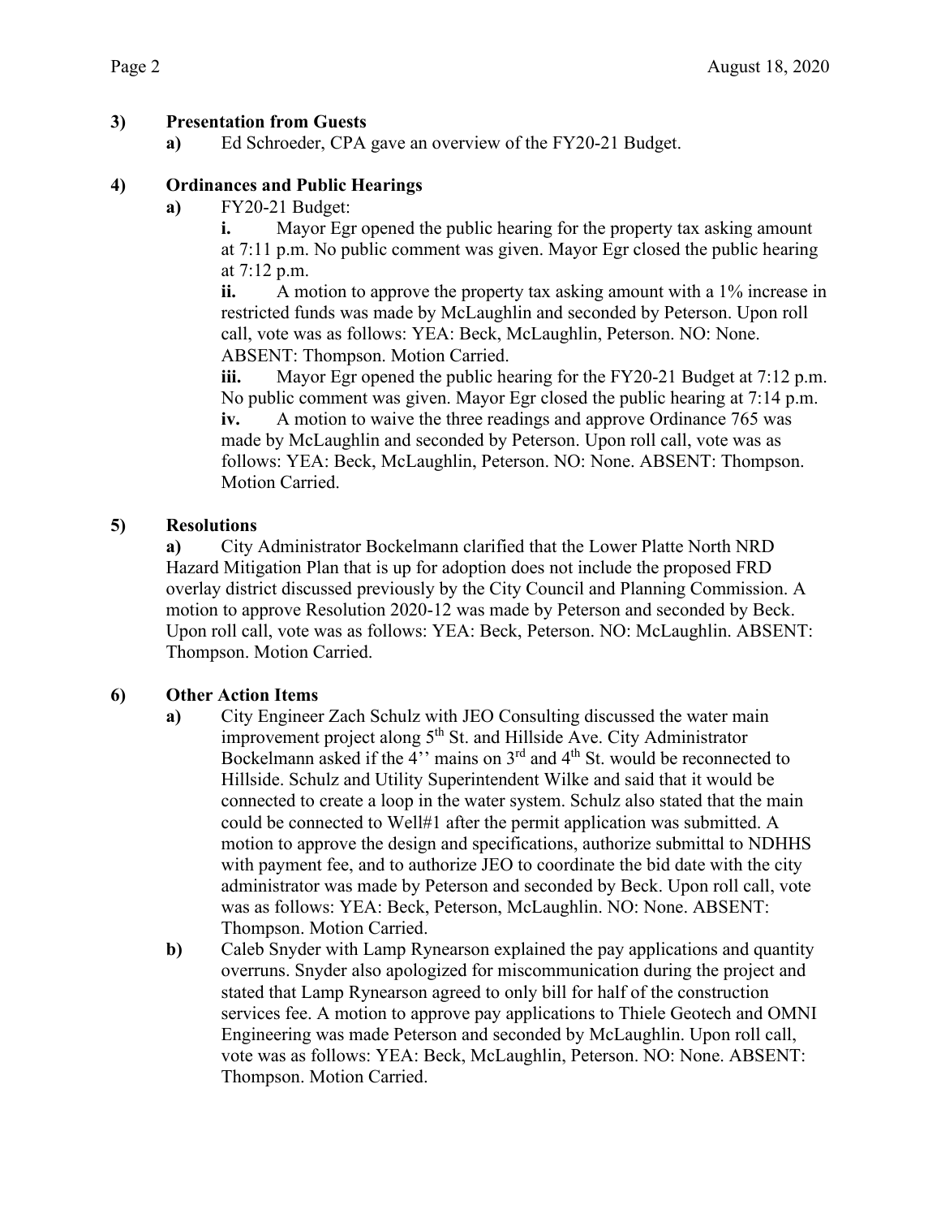**3) Presentation from Guests**

**a)** Ed Schroeder, CPA gave an overview of the FY20-21 Budget.

**4) Ordinances and Public Hearings**

**a)** FY20-21 Budget:

**i.** Mayor Egr opened the public hearing for the property tax asking amount at 7:11 p.m. No public comment was given. Mayor Egr closed the public hearing at 7:12 p.m.

**ii.** A motion to approve the property tax asking amount with a 1% increase in restricted funds was made by McLaughlin and seconded by Peterson. Upon roll call, vote was as follows: YEA: Beck, McLaughlin, Peterson. NO: None. ABSENT: Thompson. Motion Carried.

**iii.** Mayor Egr opened the public hearing for the FY20-21 Budget at 7:12 p.m. No public comment was given. Mayor Egr closed the public hearing at 7:14 p.m.

**iv.** A motion to waive the three readings and approve Ordinance 765 was made by McLaughlin and seconded by Peterson. Upon roll call, vote was as follows: YEA: Beck, McLaughlin, Peterson. NO: None. ABSENT: Thompson. Motion Carried.

**5) Resolutions**

**a)** City Administrator Bockelmann clarified that the Lower Platte North NRD Hazard Mitigation Plan that is up for adoption does not include the proposed FRD overlay district discussed previously by the City Council and Planning Commission. A motion to approve Resolution 2020-12 was made by Peterson and seconded by Beck. Upon roll call, vote was as follows: YEA: Beck, Peterson. NO: McLaughlin. ABSENT: Thompson. Motion Carried.

**6) Other Action Items**

**a)** City Engineer Zach Schulz with JEO Consulting discussed the water main improvement project along 5th St. and Hillside Ave. City Administrator Bockelmann asked if the 4'' mains on 3rd and 4th St. would be reconnected to Hillside. Schulz and Utility Superintendent Wilke and said that it would be connected to create a loop in the water system. Schulz also stated that the main could be connected to Well#1 after the permit application was submitted. A motion to approve the design and specifications, authorize submittal to NDHHS with payment fee, and to authorize JEO to coordinate the bid date with the city administrator was made by Peterson and seconded by Beck. Upon roll call, vote was as follows: YEA: Beck, Peterson, McLaughlin. NO: None. ABSENT: Thompson. Motion Carried.

**b)** Caleb Snyder with Lamp Rynearson explained the pay applications and quantity overruns. Snyder also apologized for miscommunication during the project and stated that Lamp Rynearson agreed to only bill for half of the construction services fee. A motion to approve pay applications to Thiele Geotech and OMNI Engineering was made Peterson and seconded by McLaughlin. Upon roll call, vote was as follows: YEA: Beck, McLaughlin, Peterson. NO: None. ABSENT: Thompson. Motion Carried.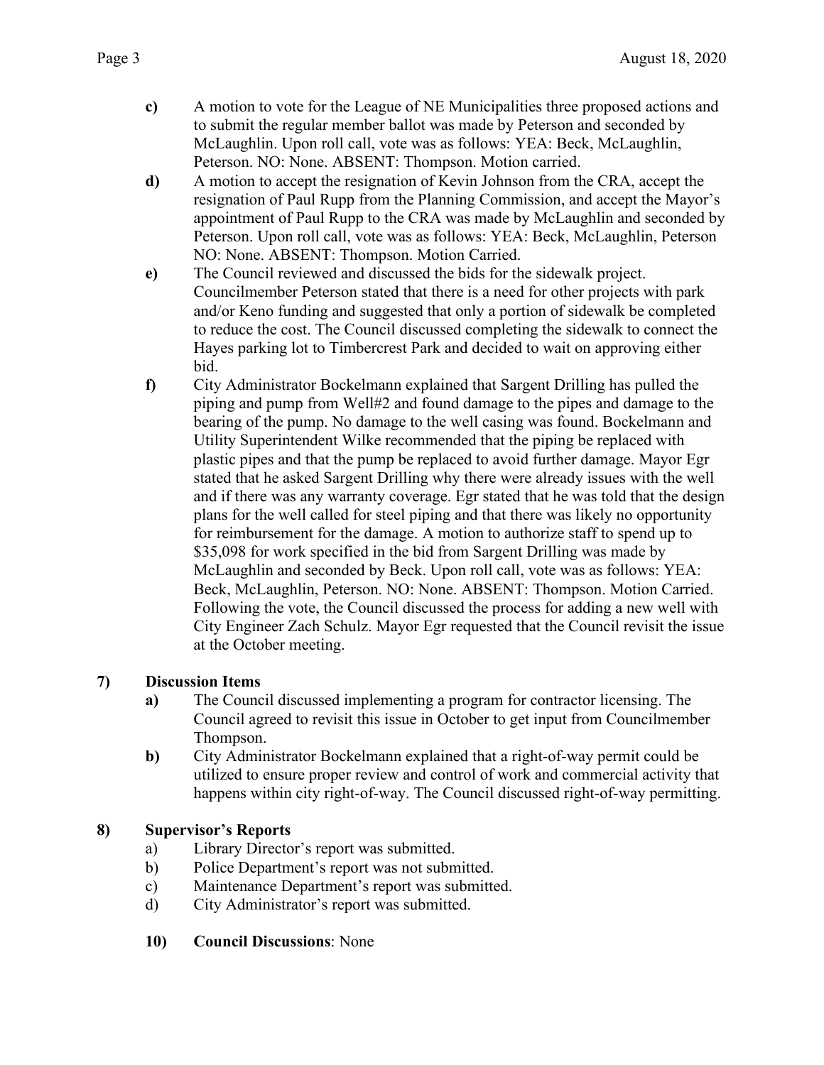- **c)** A motion to vote for the League of NE Municipalities three proposed actions and to submit the regular member ballot was made by Peterson and seconded by McLaughlin. Upon roll call, vote was as follows: YEA: Beck, McLaughlin, Peterson. NO: None. ABSENT: Thompson. Motion carried.
- **d)** A motion to accept the resignation of Kevin Johnson from the CRA, accept the resignation of Paul Rupp from the Planning Commission, and accept the Mayor's appointment of Paul Rupp to the CRA was made by McLaughlin and seconded by Peterson. Upon roll call, vote was as follows: YEA: Beck, McLaughlin, Peterson NO: None. ABSENT: Thompson. Motion Carried.
- **e)** The Council reviewed and discussed the bids for the sidewalk project. Councilmember Peterson stated that there is a need for other projects with park and/or Keno funding and suggested that only a portion of sidewalk be completed to reduce the cost. The Council discussed completing the sidewalk to connect the Hayes parking lot to Timbercrest Park and decided to wait on approving either bid.
- **f)** City Administrator Bockelmann explained that Sargent Drilling has pulled the piping and pump from Well#2 and found damage to the pipes and damage to the bearing of the pump. No damage to the well casing was found. Bockelmann and Utility Superintendent Wilke recommended that the piping be replaced with plastic pipes and that the pump be replaced to avoid further damage. Mayor Egr stated that he asked Sargent Drilling why there were already issues with the well and if there was any warranty coverage. Egr stated that he was told that the design plans for the well called for steel piping and that there was likely no opportunity for reimbursement for the damage. A motion to authorize staff to spend up to $35,098 for work specified in the bid from Sargent Drilling was made by McLaughlin and seconded by Beck. Upon roll call, vote was as follows: YEA: Beck, McLaughlin, Peterson. NO: None. ABSENT: Thompson. Motion Carried. Following the vote, the Council discussed the process for adding a new well with City Engineer Zach Schulz. Mayor Egr requested that the Council revisit the issue at the October meeting.

## 7) Discussion Items

- **a)** The Council discussed implementing a program for contractor licensing. The Council agreed to revisit this issue in October to get input from Councilmember Thompson.
- **b)** City Administrator Bockelmann explained that a right-of-way permit could be utilized to ensure proper review and control of work and commercial activity that happens within city right-of-way. The Council discussed right-of-way permitting.

## 8) Supervisor's Reports

- a) Library Director's report was submitted.
- b) Police Department's report was not submitted.
- c) Maintenance Department's report was submitted.
- d) City Administrator's report was submitted.

**10) Council Discussions**: None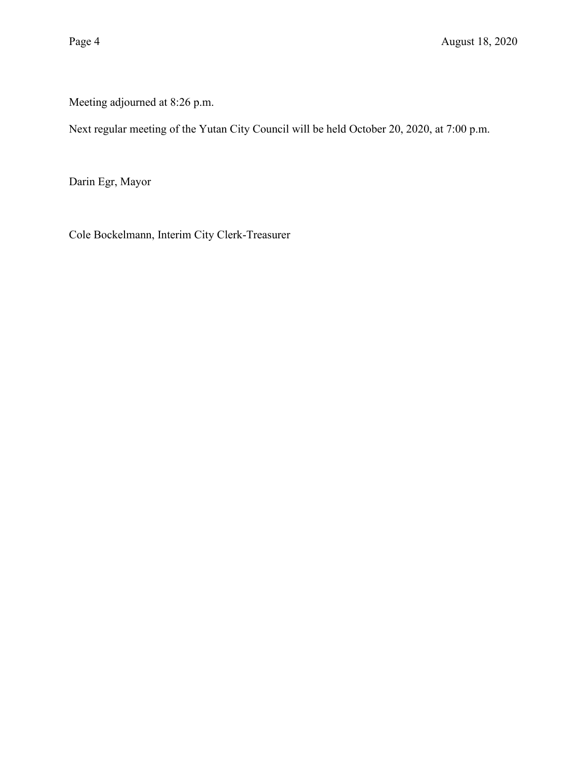Meeting adjourned at 8:26 p.m.

Next regular meeting of the Yutan City Council will be held October 20, 2020, at 7:00 p.m.

Darin Egr, Mayor

Cole Bockelmann, Interim City Clerk-Treasurer